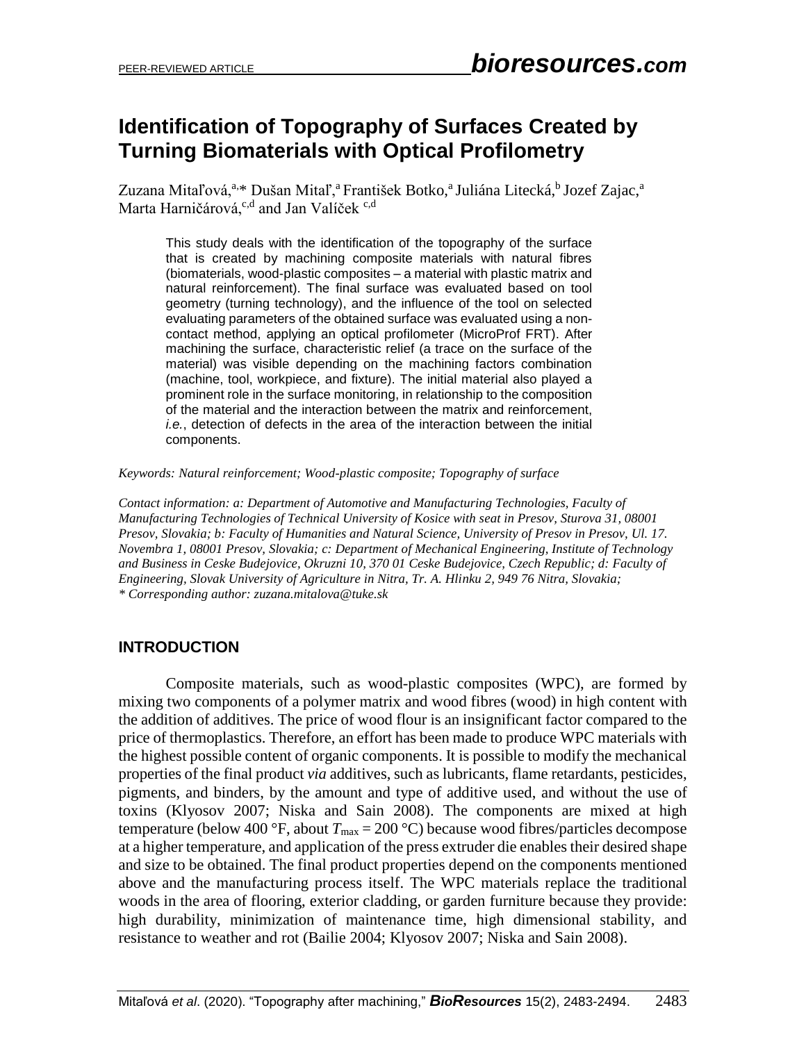# Identification of Topography of Surfaces Created by Turning Biomaterials with Optical Profilometry

Zuzana Mitaľová,[a,*] Dušan Mitaľ,[a] František Botko,[a] Juliána Litecká,[b] Jozef Zajac,[a] Marta Harničárová,[c,d] and Jan Valíček [c,d]

> This study deals with the identification of the topography of the surface that is created by machining composite materials with natural fibres (biomaterials, wood-plastic composites – a material with plastic matrix and natural reinforcement). The final surface was evaluated based on tool geometry (turning technology), and the influence of the tool on selected evaluating parameters of the obtained surface was evaluated using a non-contact method, applying an optical profilometer (MicroProf FRT). After machining the surface, characteristic relief (a trace on the surface of the material) was visible depending on the machining factors combination (machine, tool, workpiece, and fixture). The initial material also played a prominent role in the surface monitoring, in relationship to the composition of the material and the interaction between the matrix and reinforcement, *i.e.*, detection of defects in the area of the interaction between the initial components.

*Keywords: Natural reinforcement; Wood-plastic composite; Topography of surface*

*Contact information: a: Department of Automotive and Manufacturing Technologies, Faculty of Manufacturing Technologies of Technical University of Kosice with seat in Presov, Sturova 31, 08001 Presov, Slovakia; b: Faculty of Humanities and Natural Science, University of Presov in Presov, Ul. 17. Novembra 1, 08001 Presov, Slovakia; c: Department of Mechanical Engineering, Institute of Technology and Business in Ceske Budejovice, Okruzni 10, 370 01 Ceske Budejovice, Czech Republic; d: Faculty of Engineering, Slovak University of Agriculture in Nitra, Tr. A. Hlinku 2, 949 76 Nitra, Slovakia;*
*\* Corresponding author: zuzana.mitalova@tuke.sk*

## INTRODUCTION

Composite materials, such as wood-plastic composites (WPC), are formed by mixing two components of a polymer matrix and wood fibres (wood) in high content with the addition of additives. The price of wood flour is an insignificant factor compared to the price of thermoplastics. Therefore, an effort has been made to produce WPC materials with the highest possible content of organic components. It is possible to modify the mechanical properties of the final product *via* additives, such as lubricants, flame retardants, pesticides, pigments, and binders, by the amount and type of additive used, and without the use of toxins (Klyosov 2007; Niska and Sain 2008). The components are mixed at high temperature (below 400 °F, about $T_{max}$ = 200 °C) because wood fibres/particles decompose at a higher temperature, and application of the press extruder die enables their desired shape and size to be obtained. The final product properties depend on the components mentioned above and the manufacturing process itself. The WPC materials replace the traditional woods in the area of flooring, exterior cladding, or garden furniture because they provide: high durability, minimization of maintenance time, high dimensional stability, and resistance to weather and rot (Bailie 2004; Klyosov 2007; Niska and Sain 2008).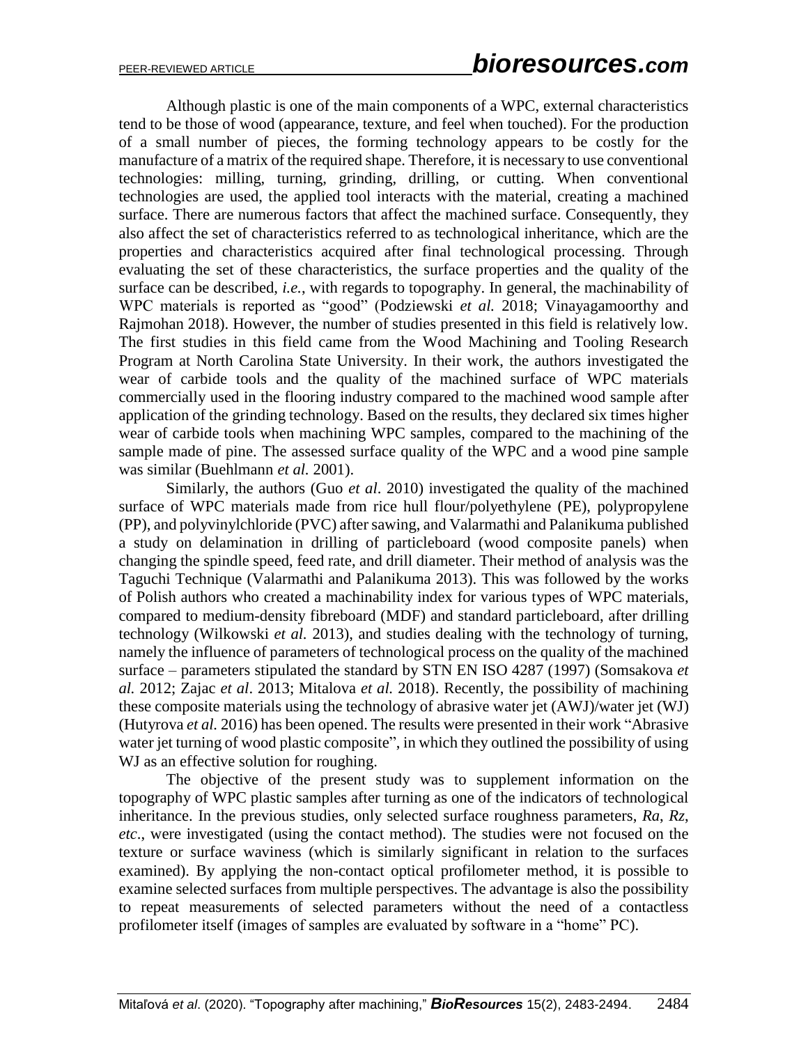Although plastic is one of the main components of a WPC, external characteristics tend to be those of wood (appearance, texture, and feel when touched). For the production of a small number of pieces, the forming technology appears to be costly for the manufacture of a matrix of the required shape. Therefore, it is necessary to use conventional technologies: milling, turning, grinding, drilling, or cutting. When conventional technologies are used, the applied tool interacts with the material, creating a machined surface. There are numerous factors that affect the machined surface. Consequently, they also affect the set of characteristics referred to as technological inheritance, which are the properties and characteristics acquired after final technological processing. Through evaluating the set of these characteristics, the surface properties and the quality of the surface can be described, *i.e.*, with regards to topography. In general, the machinability of WPC materials is reported as "good" (Podziewski *et al.* 2018; Vinayagamoorthy and Rajmohan 2018). However, the number of studies presented in this field is relatively low. The first studies in this field came from the Wood Machining and Tooling Research Program at North Carolina State University. In their work, the authors investigated the wear of carbide tools and the quality of the machined surface of WPC materials commercially used in the flooring industry compared to the machined wood sample after application of the grinding technology. Based on the results, they declared six times higher wear of carbide tools when machining WPC samples, compared to the machining of the sample made of pine. The assessed surface quality of the WPC and a wood pine sample was similar (Buehlmann *et al.* 2001).

Similarly, the authors (Guo *et al*. 2010) investigated the quality of the machined surface of WPC materials made from rice hull flour/polyethylene (PE), polypropylene (PP), and polyvinylchloride (PVC) after sawing, and Valarmathi and Palanikuma published a study on delamination in drilling of particleboard (wood composite panels) when changing the spindle speed, feed rate, and drill diameter. Their method of analysis was the Taguchi Technique (Valarmathi and Palanikuma 2013). This was followed by the works of Polish authors who created a machinability index for various types of WPC materials, compared to medium-density fibreboard (MDF) and standard particleboard, after drilling technology (Wilkowski *et al.* 2013), and studies dealing with the technology of turning, namely the influence of parameters of technological process on the quality of the machined surface – parameters stipulated the standard by STN EN ISO 4287 (1997) (Somsakova *et al.* 2012; Zajac *et al*. 2013; Mitalova *et al.* 2018). Recently, the possibility of machining these composite materials using the technology of abrasive water jet (AWJ)/water jet (WJ) (Hutyrova *et al.* 2016) has been opened. The results were presented in their work "Abrasive water jet turning of wood plastic composite", in which they outlined the possibility of using WJ as an effective solution for roughing.

The objective of the present study was to supplement information on the topography of WPC plastic samples after turning as one of the indicators of technological inheritance. In the previous studies, only selected surface roughness parameters, *Ra*, *Rz*, *etc*., were investigated (using the contact method). The studies were not focused on the texture or surface waviness (which is similarly significant in relation to the surfaces examined). By applying the non-contact optical profilometer method, it is possible to examine selected surfaces from multiple perspectives. The advantage is also the possibility to repeat measurements of selected parameters without the need of a contactless profilometer itself (images of samples are evaluated by software in a "home" PC).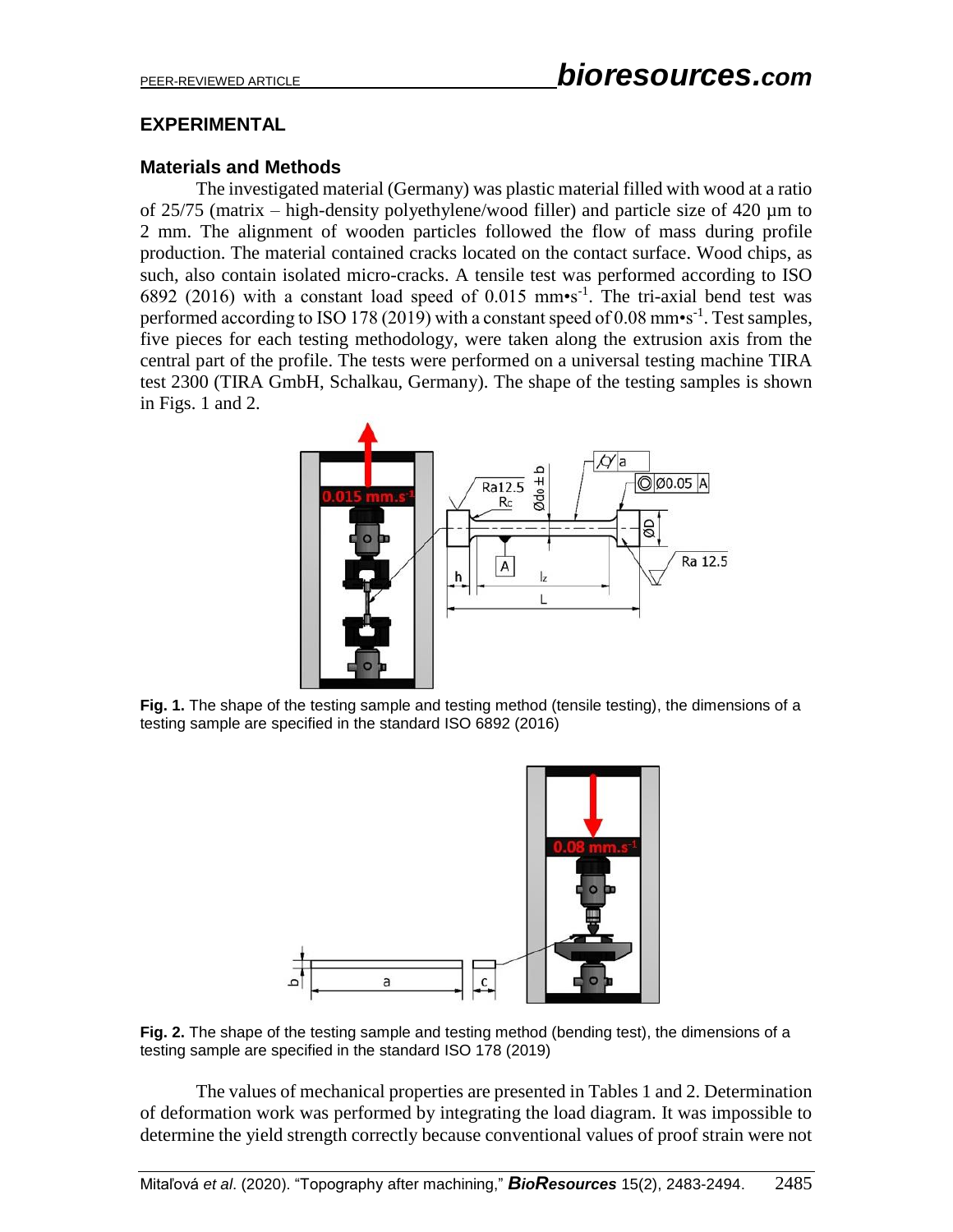## EXPERIMENTAL

### Materials and Methods

The investigated material (Germany) was plastic material filled with wood at a ratio of 25/75 (matrix – high-density polyethylene/wood filler) and particle size of 420 µm to 2 mm. The alignment of wooden particles followed the flow of mass during profile production. The material contained cracks located on the contact surface. Wood chips, as such, also contain isolated micro-cracks. A tensile test was performed according to ISO 6892 (2016) with a constant load speed of 0.015 mm•s$^{-1}$. The tri-axial bend test was performed according to ISO 178 (2019) with a constant speed of 0.08 mm•s$^{-1}$. Test samples, five pieces for each testing methodology, were taken along the extrusion axis from the central part of the profile. The tests were performed on a universal testing machine TIRA test 2300 (TIRA GmbH, Schalkau, Germany). The shape of the testing samples is shown in Figs. 1 and 2.

**Fig. 1.** The shape of the testing sample and testing method (tensile testing), the dimensions of a testing sample are specified in the standard ISO 6892 (2016)

**Fig. 2.** The shape of the testing sample and testing method (bending test), the dimensions of a testing sample are specified in the standard ISO 178 (2019)

The values of mechanical properties are presented in Tables 1 and 2. Determination of deformation work was performed by integrating the load diagram. It was impossible to determine the yield strength correctly because conventional values of proof strain were not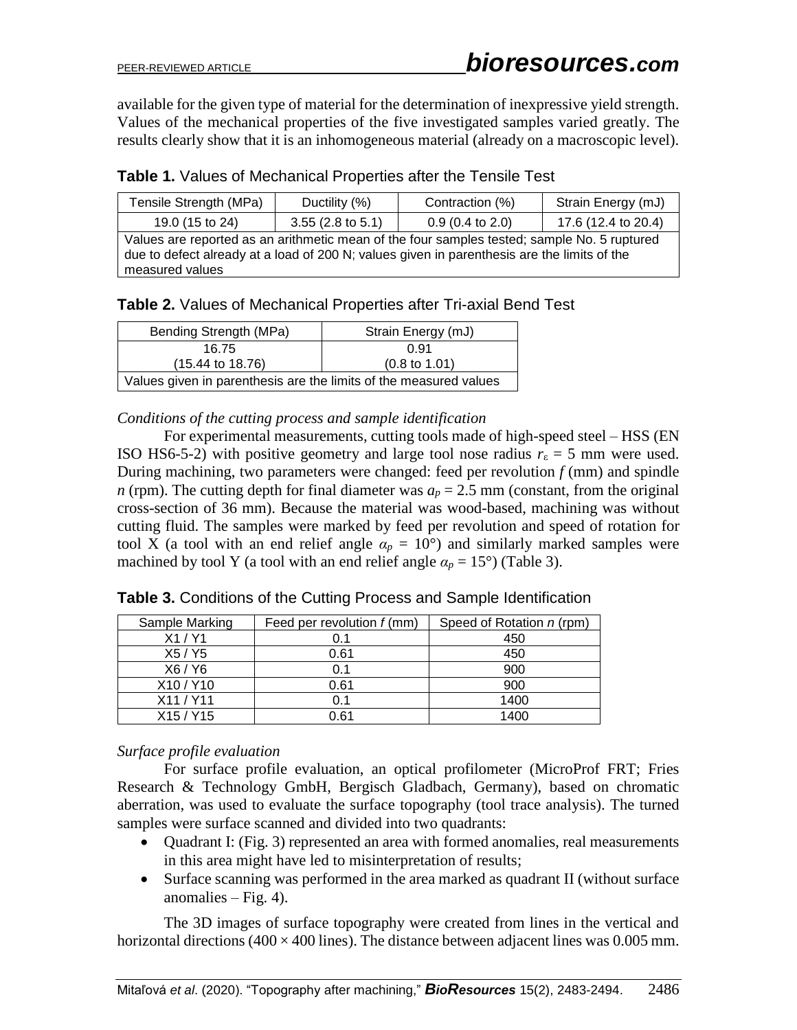available for the given type of material for the determination of inexpressive yield strength. Values of the mechanical properties of the five investigated samples varied greatly. The results clearly show that it is an inhomogeneous material (already on a macroscopic level).

**Table 1.** Values of Mechanical Properties after the Tensile Test

| Tensile Strength (MPa) | Ductility (%) | Contraction (%) | Strain Energy (mJ) |
|---|---|---|---|
| 19.0 (15 to 24) | 3.55 (2.8 to 5.1) | 0.9 (0.4 to 2.0) | 17.6 (12.4 to 20.4) |
| Values are reported as an arithmetic mean of the four samples tested; sample No. 5 ruptured due to defect already at a load of 200 N; values given in parenthesis are the limits of the measured values | | | |

**Table 2.** Values of Mechanical Properties after Tri-axial Bend Test

| Bending Strength (MPa) | Strain Energy (mJ) |
|---|---|
| 16.75 (15.44 to 18.76) | 0.91 (0.8 to 1.01) |
| Values given in parenthesis are the limits of the measured values | |

*Conditions of the cutting process and sample identification*

For experimental measurements, cutting tools made of high-speed steel – HSS (EN ISO HS6-5-2) with positive geometry and large tool nose radius $r_\varepsilon$ = 5 mm were used. During machining, two parameters were changed: feed per revolution $f$ (mm) and spindle $n$ (rpm). The cutting depth for final diameter was $a_p$ = 2.5 mm (constant, from the original cross-section of 36 mm). Because the material was wood-based, machining was without cutting fluid. The samples were marked by feed per revolution and speed of rotation for tool X (a tool with an end relief angle $\alpha_p$ = 10°) and similarly marked samples were machined by tool Y (a tool with an end relief angle $\alpha_p$ = 15°) (Table 3).

**Table 3.** Conditions of the Cutting Process and Sample Identification

| Sample Marking | Feed per revolution $f$ (mm) | Speed of Rotation $n$ (rpm) |
|---|---|---|
| X1 / Y1 | 0.1 | 450 |
| X5 / Y5 | 0.61 | 450 |
| X6 / Y6 | 0.1 | 900 |
| X10 / Y10 | 0.61 | 900 |
| X11 / Y11 | 0.1 | 1400 |
| X15 / Y15 | 0.61 | 1400 |

*Surface profile evaluation*

For surface profile evaluation, an optical profilometer (MicroProf FRT; Fries Research & Technology GmbH, Bergisch Gladbach, Germany), based on chromatic aberration, was used to evaluate the surface topography (tool trace analysis). The turned samples were surface scanned and divided into two quadrants:

- Quadrant I: (Fig. 3) represented an area with formed anomalies, real measurements in this area might have led to misinterpretation of results;
- Surface scanning was performed in the area marked as quadrant II (without surface anomalies – Fig. 4).

The 3D images of surface topography were created from lines in the vertical and horizontal directions (400 × 400 lines). The distance between adjacent lines was 0.005 mm.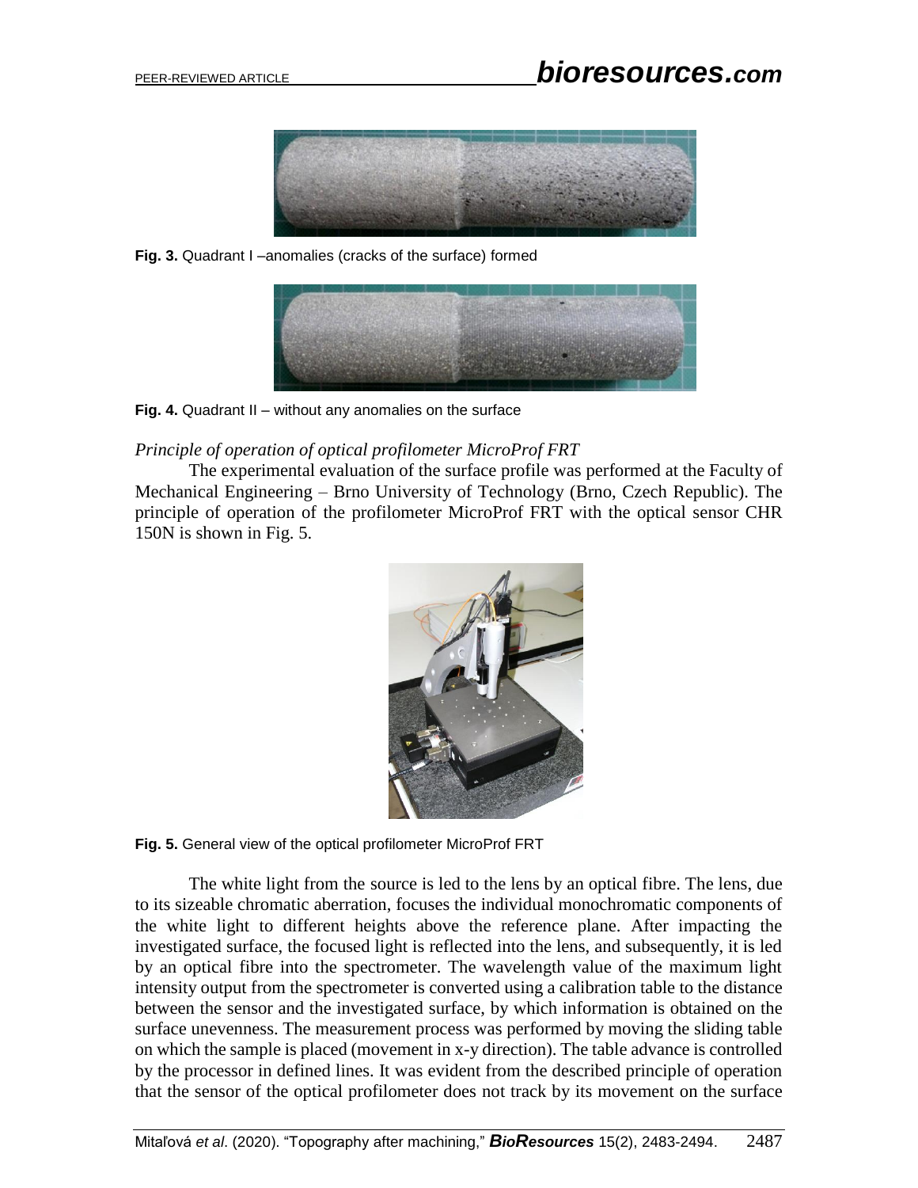**Fig. 3.** Quadrant I –anomalies (cracks of the surface) formed

**Fig. 4.** Quadrant II – without any anomalies on the surface

*Principle of operation of optical profilometer MicroProf FRT*

The experimental evaluation of the surface profile was performed at the Faculty of Mechanical Engineering – Brno University of Technology (Brno, Czech Republic). The principle of operation of the profilometer MicroProf FRT with the optical sensor CHR 150N is shown in Fig. 5.

**Fig. 5.** General view of the optical profilometer MicroProf FRT

The white light from the source is led to the lens by an optical fibre. The lens, due to its sizeable chromatic aberration, focuses the individual monochromatic components of the white light to different heights above the reference plane. After impacting the investigated surface, the focused light is reflected into the lens, and subsequently, it is led by an optical fibre into the spectrometer. The wavelength value of the maximum light intensity output from the spectrometer is converted using a calibration table to the distance between the sensor and the investigated surface, by which information is obtained on the surface unevenness. The measurement process was performed by moving the sliding table on which the sample is placed (movement in x-y direction). The table advance is controlled by the processor in defined lines. It was evident from the described principle of operation that the sensor of the optical profilometer does not track by its movement on the surface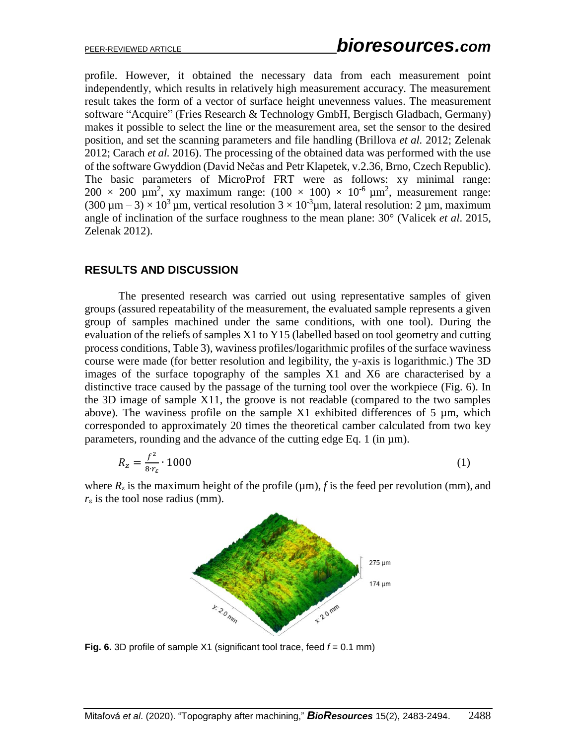profile. However, it obtained the necessary data from each measurement point independently, which results in relatively high measurement accuracy. The measurement result takes the form of a vector of surface height unevenness values. The measurement software "Acquire" (Fries Research & Technology GmbH, Bergisch Gladbach, Germany) makes it possible to select the line or the measurement area, set the sensor to the desired position, and set the scanning parameters and file handling (Brillova *et al.* 2012; Zelenak 2012; Carach *et al.* 2016). The processing of the obtained data was performed with the use of the software Gwyddion (David Nečas and Petr Klapetek, v.2.36, Brno, Czech Republic). The basic parameters of MicroProf FRT were as follows: xy minimal range: $200 \times 200$ µm$^2$, xy maximum range: $(100 \times 100) \times 10^{-6}$ µm$^2$, measurement range: $(300$ µm $- 3) \times 10^3$ µm, vertical resolution $3 \times 10^{-3}$µm, lateral resolution: 2 µm, maximum angle of inclination of the surface roughness to the mean plane: 30° (Valicek *et al.* 2015, Zelenak 2012).

## RESULTS AND DISCUSSION

The presented research was carried out using representative samples of given groups (assured repeatability of the measurement, the evaluated sample represents a given group of samples machined under the same conditions, with one tool). During the evaluation of the reliefs of samples X1 to Y15 (labelled based on tool geometry and cutting process conditions, Table 3), waviness profiles/logarithmic profiles of the surface waviness course were made (for better resolution and legibility, the y-axis is logarithmic.) The 3D images of the surface topography of the samples X1 and X6 are characterised by a distinctive trace caused by the passage of the turning tool over the workpiece (Fig. 6). In the 3D image of sample X11, the groove is not readable (compared to the two samples above). The waviness profile on the sample X1 exhibited differences of 5 µm, which corresponded to approximately 20 times the theoretical camber calculated from two key parameters, rounding and the advance of the cutting edge Eq. 1 (in µm).

$$R_z = \frac{f^2}{8 \cdot r_\varepsilon} \cdot 1000 \tag{1}$$

where $R_z$ is the maximum height of the profile (µm), $f$ is the feed per revolution (mm), and $r_\varepsilon$ is the tool nose radius (mm).

**Fig. 6.** 3D profile of sample X1 (significant tool trace, feed $f$ = 0.1 mm)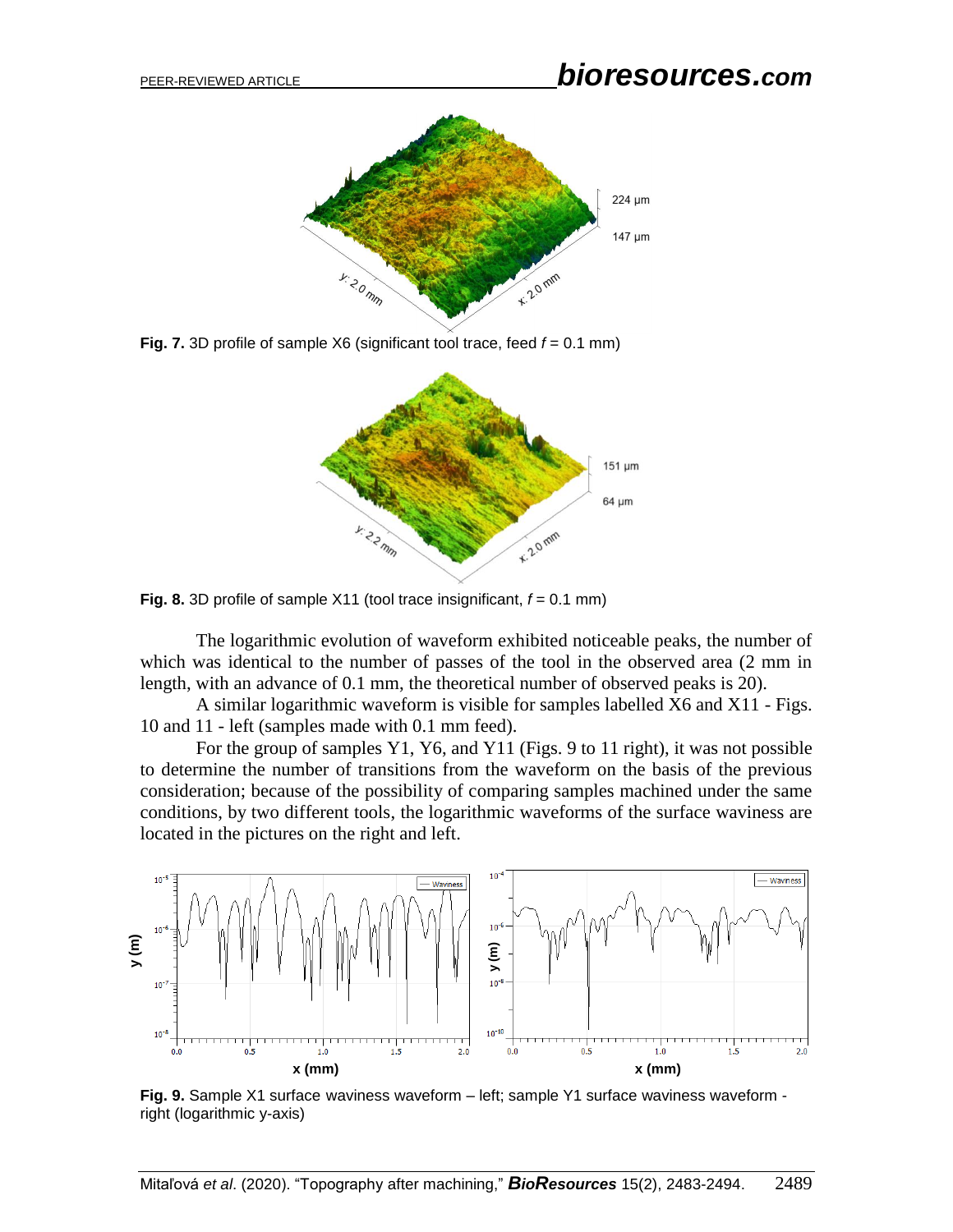**Fig. 7.** 3D profile of sample X6 (significant tool trace, feed $f$ = 0.1 mm)

**Fig. 8.** 3D profile of sample X11 (tool trace insignificant, $f$ = 0.1 mm)

The logarithmic evolution of waveform exhibited noticeable peaks, the number of which was identical to the number of passes of the tool in the observed area (2 mm in length, with an advance of 0.1 mm, the theoretical number of observed peaks is 20).

A similar logarithmic waveform is visible for samples labelled X6 and X11 - Figs. 10 and 11 - left (samples made with 0.1 mm feed).

For the group of samples Y1, Y6, and Y11 (Figs. 9 to 11 right), it was not possible to determine the number of transitions from the waveform on the basis of the previous consideration; because of the possibility of comparing samples machined under the same conditions, by two different tools, the logarithmic waveforms of the surface waviness are located in the pictures on the right and left.

**Fig. 9.** Sample X1 surface waviness waveform – left; sample Y1 surface waviness waveform - right (logarithmic y-axis)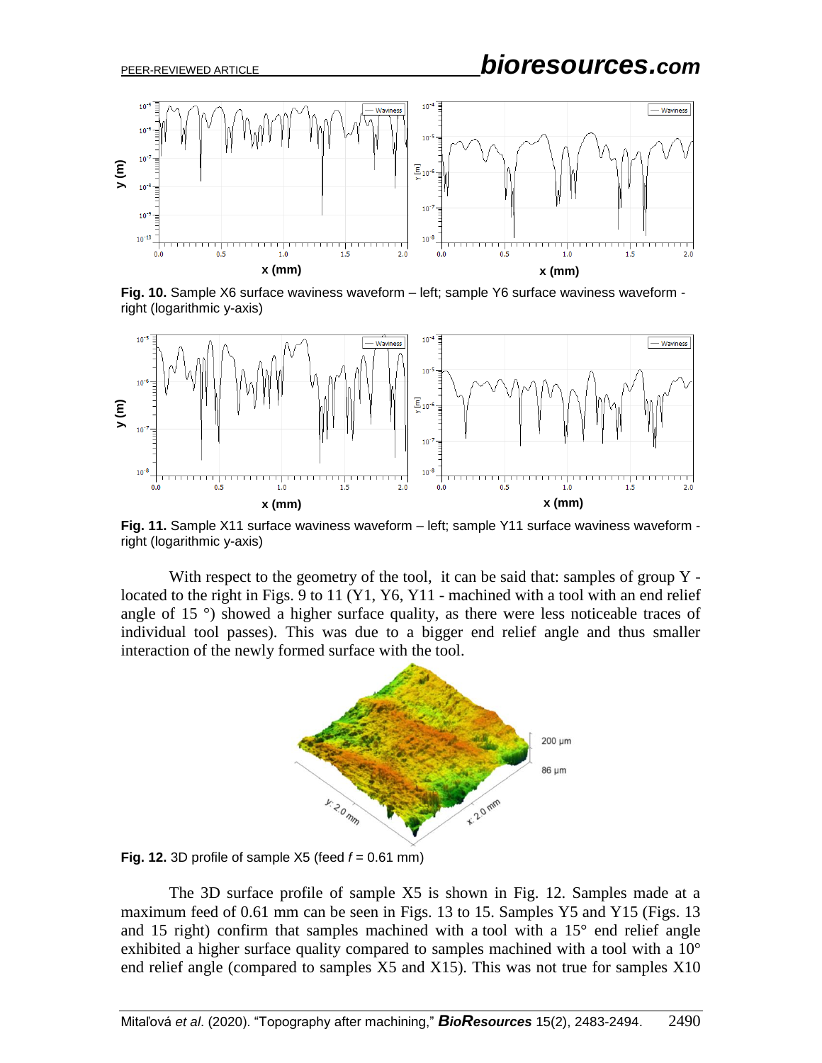**Fig. 10.** Sample X6 surface waviness waveform – left; sample Y6 surface waviness waveform - right (logarithmic y-axis)

**Fig. 11.** Sample X11 surface waviness waveform – left; sample Y11 surface waviness waveform - right (logarithmic y-axis)

With respect to the geometry of the tool, it can be said that: samples of group Y - located to the right in Figs. 9 to 11 (Y1, Y6, Y11 - machined with a tool with an end relief angle of 15 °) showed a higher surface quality, as there were less noticeable traces of individual tool passes). This was due to a bigger end relief angle and thus smaller interaction of the newly formed surface with the tool.

**Fig. 12.** 3D profile of sample X5 (feed $f$ = 0.61 mm)

The 3D surface profile of sample X5 is shown in Fig. 12. Samples made at a maximum feed of 0.61 mm can be seen in Figs. 13 to 15. Samples Y5 and Y15 (Figs. 13 and 15 right) confirm that samples machined with a tool with a 15° end relief angle exhibited a higher surface quality compared to samples machined with a tool with a 10° end relief angle (compared to samples X5 and X15). This was not true for samples X10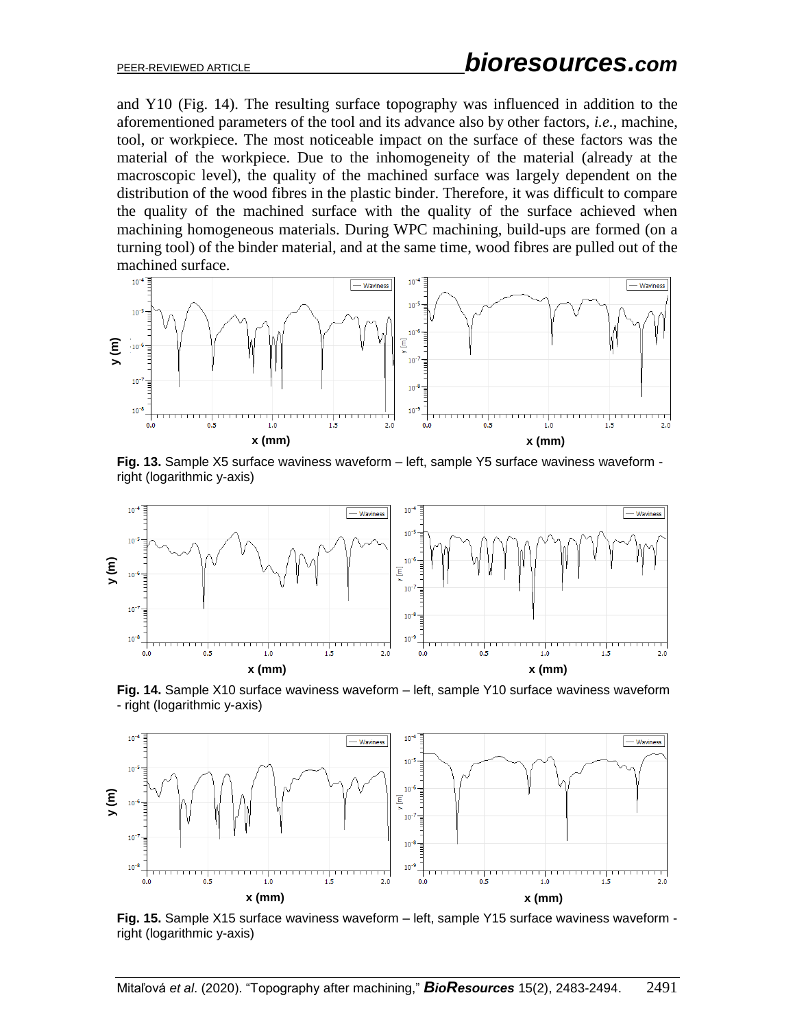and Y10 (Fig. 14). The resulting surface topography was influenced in addition to the aforementioned parameters of the tool and its advance also by other factors, *i.e.*, machine, tool, or workpiece. The most noticeable impact on the surface of these factors was the material of the workpiece. Due to the inhomogeneity of the material (already at the macroscopic level), the quality of the machined surface was largely dependent on the distribution of the wood fibres in the plastic binder. Therefore, it was difficult to compare the quality of the machined surface with the quality of the surface achieved when machining homogeneous materials. During WPC machining, build-ups are formed (on a turning tool) of the binder material, and at the same time, wood fibres are pulled out of the machined surface.

**Fig. 13.** Sample X5 surface waviness waveform – left, sample Y5 surface waviness waveform - right (logarithmic y-axis)

**Fig. 14.** Sample X10 surface waviness waveform – left, sample Y10 surface waviness waveform - right (logarithmic y-axis)

**Fig. 15.** Sample X15 surface waviness waveform – left, sample Y15 surface waviness waveform - right (logarithmic y-axis)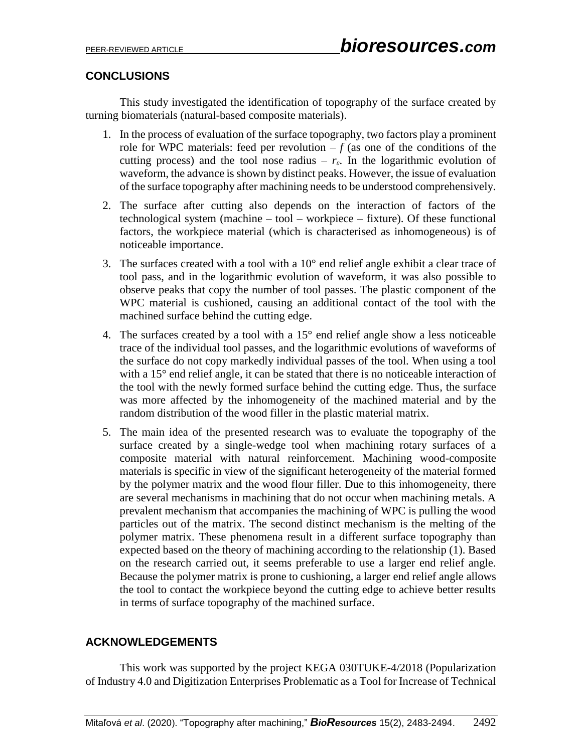## CONCLUSIONS

This study investigated the identification of topography of the surface created by turning biomaterials (natural-based composite materials).

1. In the process of evaluation of the surface topography, two factors play a prominent role for WPC materials: feed per revolution – $f$ (as one of the conditions of the cutting process) and the tool nose radius – $r_\varepsilon$. In the logarithmic evolution of waveform, the advance is shown by distinct peaks. However, the issue of evaluation of the surface topography after machining needs to be understood comprehensively.
2. The surface after cutting also depends on the interaction of factors of the technological system (machine – tool – workpiece – fixture). Of these functional factors, the workpiece material (which is characterised as inhomogeneous) is of noticeable importance.
3. The surfaces created with a tool with a 10° end relief angle exhibit a clear trace of tool pass, and in the logarithmic evolution of waveform, it was also possible to observe peaks that copy the number of tool passes. The plastic component of the WPC material is cushioned, causing an additional contact of the tool with the machined surface behind the cutting edge.
4. The surfaces created by a tool with a 15° end relief angle show a less noticeable trace of the individual tool passes, and the logarithmic evolutions of waveforms of the surface do not copy markedly individual passes of the tool. When using a tool with a 15° end relief angle, it can be stated that there is no noticeable interaction of the tool with the newly formed surface behind the cutting edge. Thus, the surface was more affected by the inhomogeneity of the machined material and by the random distribution of the wood filler in the plastic material matrix.
5. The main idea of the presented research was to evaluate the topography of the surface created by a single-wedge tool when machining rotary surfaces of a composite material with natural reinforcement. Machining wood-composite materials is specific in view of the significant heterogeneity of the material formed by the polymer matrix and the wood flour filler. Due to this inhomogeneity, there are several mechanisms in machining that do not occur when machining metals. A prevalent mechanism that accompanies the machining of WPC is pulling the wood particles out of the matrix. The second distinct mechanism is the melting of the polymer matrix. These phenomena result in a different surface topography than expected based on the theory of machining according to the relationship (1). Based on the research carried out, it seems preferable to use a larger end relief angle. Because the polymer matrix is prone to cushioning, a larger end relief angle allows the tool to contact the workpiece beyond the cutting edge to achieve better results in terms of surface topography of the machined surface.

## ACKNOWLEDGEMENTS

This work was supported by the project KEGA 030TUKE-4/2018 (Popularization of Industry 4.0 and Digitization Enterprises Problematic as a Tool for Increase of Technical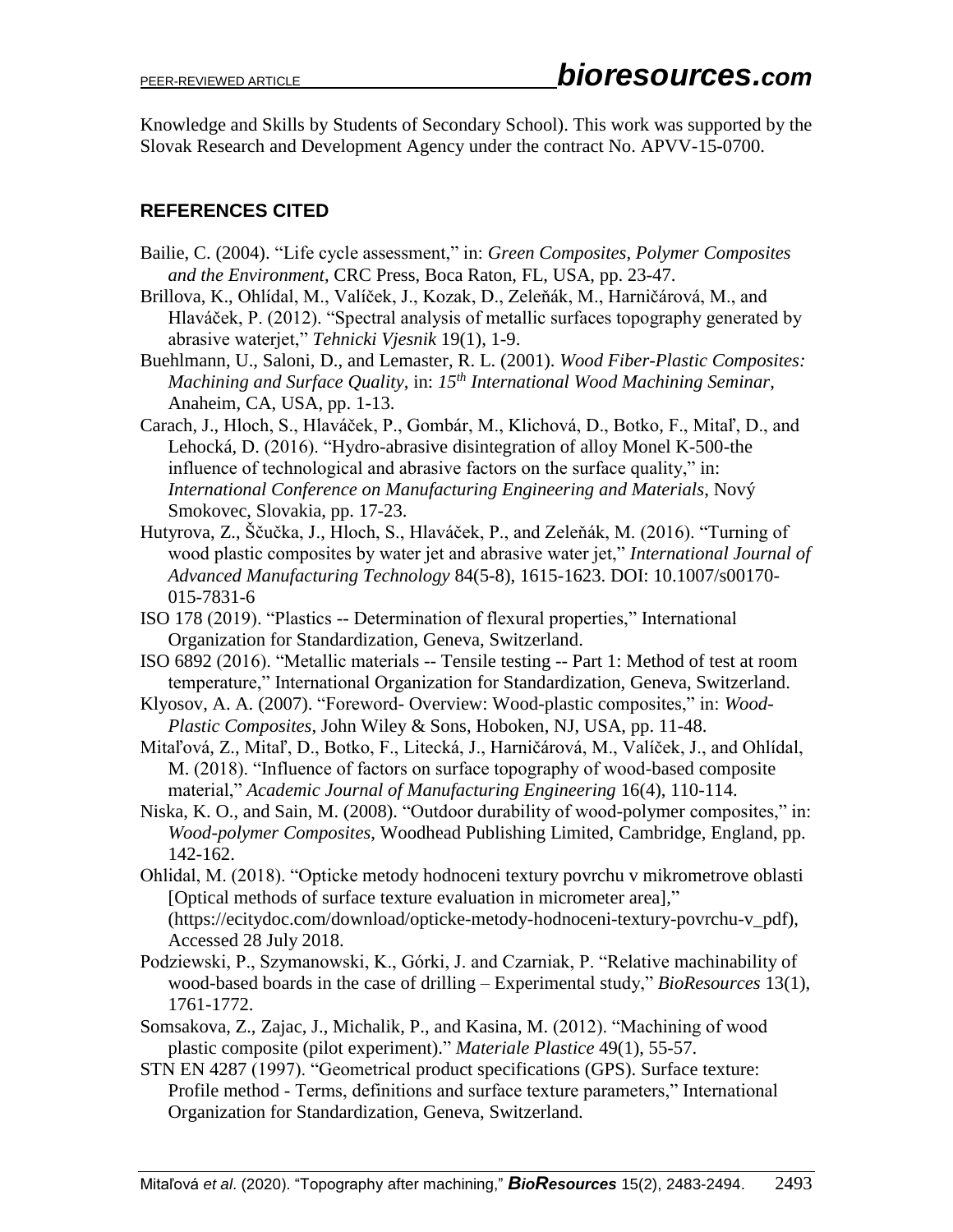Knowledge and Skills by Students of Secondary School). This work was supported by the Slovak Research and Development Agency under the contract No. APVV-15-0700.

## REFERENCES CITED

Bailie, C. (2004). "Life cycle assessment," in: *Green Composites, Polymer Composites and the Environment*, CRC Press, Boca Raton, FL, USA, pp. 23-47.

Brillova, K., Ohlídal, M., Valíček, J., Kozak, D., Zeleňák, M., Harničárová, M., and Hlaváček, P. (2012). "Spectral analysis of metallic surfaces topography generated by abrasive waterjet," *Tehnicki Vjesnik* 19(1), 1-9.

Buehlmann, U., Saloni, D., and Lemaster, R. L. (2001). *Wood Fiber-Plastic Composites: Machining and Surface Quality*, in: *15th International Wood Machining Seminar*, Anaheim, CA, USA, pp. 1-13.

Carach, J., Hloch, S., Hlaváček, P., Gombár, M., Klichová, D., Botko, F., Mitaľ, D., and Lehocká, D. (2016). "Hydro-abrasive disintegration of alloy Monel K-500-the influence of technological and abrasive factors on the surface quality," in: *International Conference on Manufacturing Engineering and Materials*, Nový Smokovec, Slovakia, pp. 17-23.

Hutyrova, Z., Ščučka, J., Hloch, S., Hlaváček, P., and Zeleňák, M. (2016). "Turning of wood plastic composites by water jet and abrasive water jet," *International Journal of Advanced Manufacturing Technology* 84(5-8), 1615-1623. DOI: 10.1007/s00170-015-7831-6

ISO 178 (2019). "Plastics -- Determination of flexural properties," International Organization for Standardization, Geneva, Switzerland.

ISO 6892 (2016). "Metallic materials -- Tensile testing -- Part 1: Method of test at room temperature," International Organization for Standardization, Geneva, Switzerland.

Klyosov, A. A. (2007). "Foreword- Overview: Wood-plastic composites," in: *Wood-Plastic Composites*, John Wiley & Sons, Hoboken, NJ, USA, pp. 11-48.

Mitaľová, Z., Mitaľ, D., Botko, F., Litecká, J., Harničárová, M., Valíček, J., and Ohlídal, M. (2018). "Influence of factors on surface topography of wood-based composite material," *Academic Journal of Manufacturing Engineering* 16(4), 110-114.

Niska, K. O., and Sain, M. (2008). "Outdoor durability of wood-polymer composites," in: *Wood-polymer Composites*, Woodhead Publishing Limited, Cambridge, England, pp. 142-162.

Ohlidal, M. (2018). "Opticke metody hodnoceni textury povrchu v mikrometrove oblasti [Optical methods of surface texture evaluation in micrometer area]," (https://ecitydoc.com/download/opticke-metody-hodnoceni-textury-povrchu-v_pdf), Accessed 28 July 2018.

Podziewski, P., Szymanowski, K., Górki, J. and Czarniak, P. "Relative machinability of wood-based boards in the case of drilling – Experimental study," *BioResources* 13(1), 1761-1772.

Somsakova, Z., Zajac, J., Michalik, P., and Kasina, M. (2012). "Machining of wood plastic composite (pilot experiment)." *Materiale Plastice* 49(1), 55-57.

STN EN 4287 (1997). "Geometrical product specifications (GPS). Surface texture: Profile method - Terms, definitions and surface texture parameters," International Organization for Standardization, Geneva, Switzerland.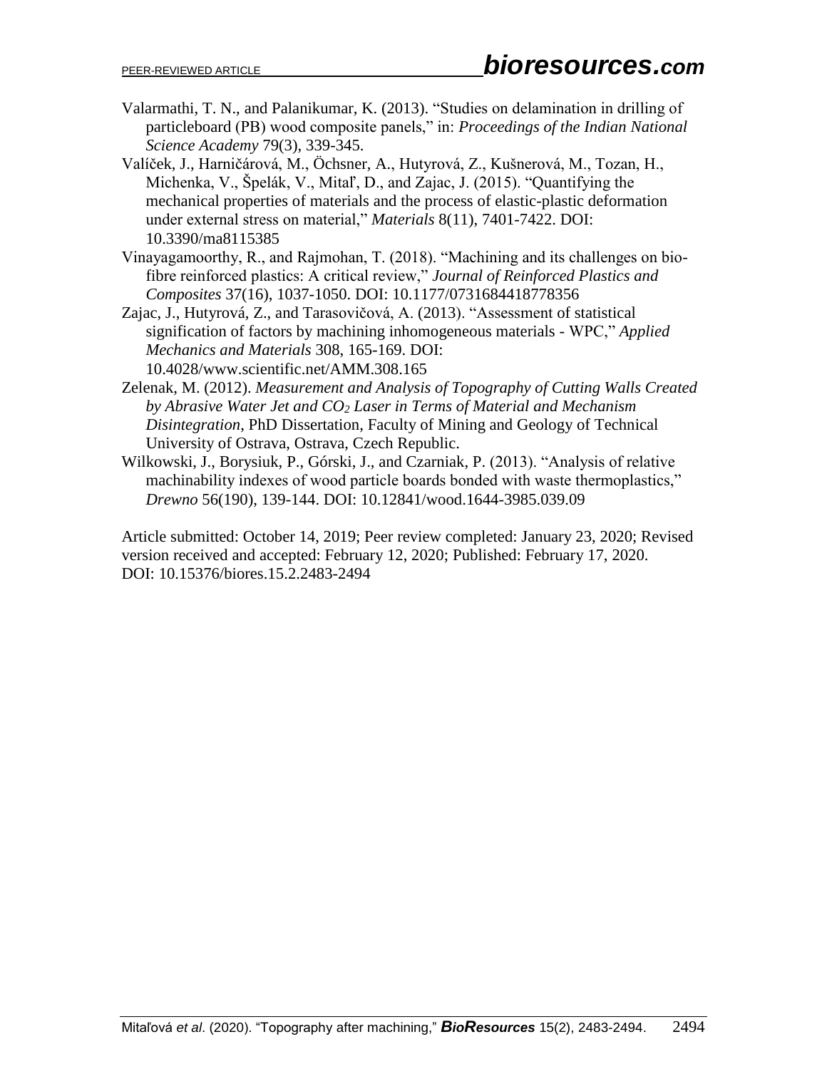Valarmathi, T. N., and Palanikumar, K. (2013). “Studies on delamination in drilling of particleboard (PB) wood composite panels,” in: *Proceedings of the Indian National Science Academy* 79(3), 339-345.

Valíček, J., Harničárová, M., Öchsner, A., Hutyrová, Z., Kušnerová, M., Tozan, H., Michenka, V., Šelák, V., Mitaľ, D., and Zajac, J. (2015). “Quantifying the mechanical properties of materials and the process of elastic-plastic deformation under external stress on material,” *Materials* 8(11), 7401-7422. DOI: 10.3390/ma8115385

Vinayagamoorthy, R., and Rajmohan, T. (2018). “Machining and its challenges on bio-fibre reinforced plastics: A critical review,” *Journal of Reinforced Plastics and Composites* 37(16), 1037-1050. DOI: 10.1177/0731684418778356

Zajac, J., Hutyrová, Z., and Tarasovičová, A. (2013). “Assessment of statistical signification of factors by machining inhomogeneous materials - WPC,” *Applied Mechanics and Materials* 308, 165-169. DOI: 10.4028/www.scientific.net/AMM.308.165

Zelenak, M. (2012). *Measurement and Analysis of Topography of Cutting Walls Created by Abrasive Water Jet and $CO_2$ Laser in Terms of Material and Mechanism Disintegration*, PhD Dissertation, Faculty of Mining and Geology of Technical University of Ostrava, Ostrava, Czech Republic.

Wilkowski, J., Borysiuk, P., Górski, J., and Czarniak, P. (2013). “Analysis of relative machinability indexes of wood particle boards bonded with waste thermoplastics,” *Drewno* 56(190), 139-144. DOI: 10.12841/wood.1644-3985.039.09

Article submitted: October 14, 2019; Peer review completed: January 23, 2020; Revised version received and accepted: February 12, 2020; Published: February 17, 2020.
DOI: 10.15376/biores.15.2.2483-2494